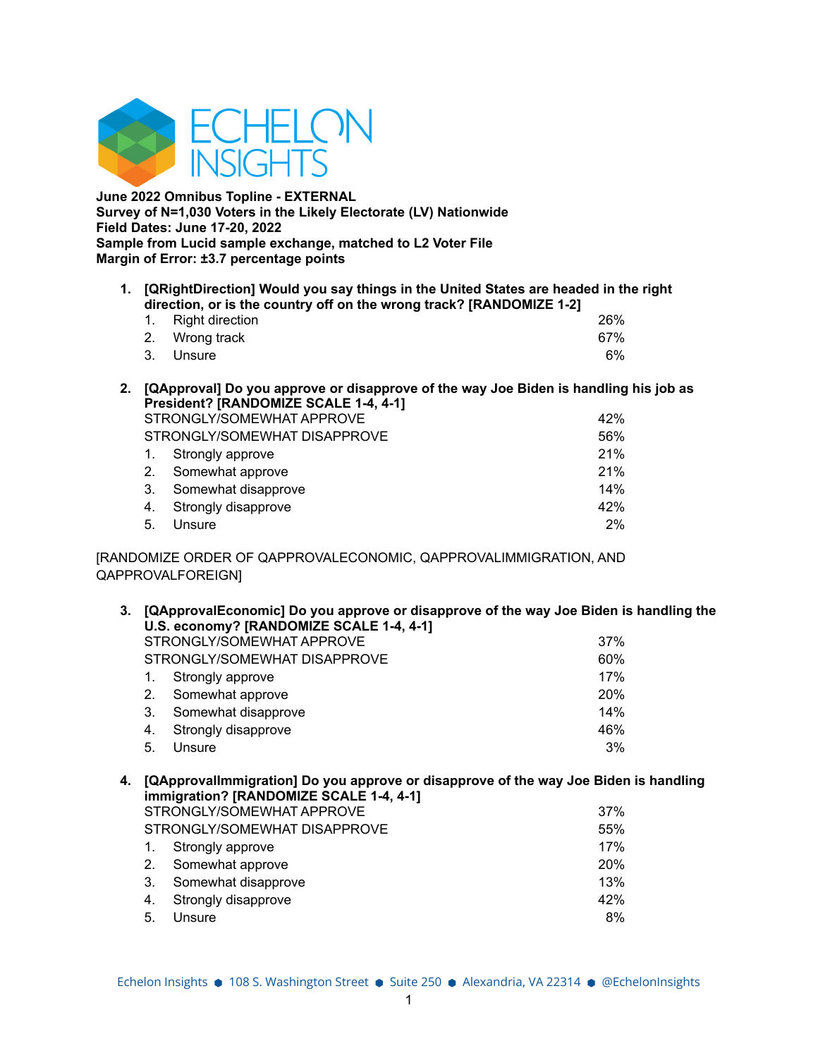**June 2022 Omnibus Topline - EXTERNAL**
**Survey of N=1,030 Voters in the Likely Electorate (LV) Nationwide**
**Field Dates: June 17-20, 2022**
**Sample from Lucid sample exchange, matched to L2 Voter File**
**Margin of Error: ±3.7 percentage points**

**1. [QRightDirection] Would you say things in the United States are headed in the right direction, or is the country off on the wrong track? [RANDOMIZE 1-2]**

| | |
|---|---|
| 1. Right direction | 26% |
| 2. Wrong track | 67% |
| 3. Unsure | 6% |

**2. [QApproval] Do you approve or disapprove of the way Joe Biden is handling his job as President? [RANDOMIZE SCALE 1-4, 4-1]**

| | |
|---|---|
| STRONGLY/SOMEWHAT APPROVE | 42% |
| STRONGLY/SOMEWHAT DISAPPROVE | 56% |
| 1. Strongly approve | 21% |
| 2. Somewhat approve | 21% |
| 3. Somewhat disapprove | 14% |
| 4. Strongly disapprove | 42% |
| 5. Unsure | 2% |

[RANDOMIZE ORDER OF QAPPROVALECONOMIC, QAPPROVALIMMIGRATION, AND QAPPROVALFOREIGN]

**3. [QApprovalEconomic] Do you approve or disapprove of the way Joe Biden is handling the U.S. economy? [RANDOMIZE SCALE 1-4, 4-1]**

| | |
|---|---|
| STRONGLY/SOMEWHAT APPROVE | 37% |
| STRONGLY/SOMEWHAT DISAPPROVE | 60% |
| 1. Strongly approve | 17% |
| 2. Somewhat approve | 20% |
| 3. Somewhat disapprove | 14% |
| 4. Strongly disapprove | 46% |
| 5. Unsure | 3% |

**4. [QApprovalImmigration] Do you approve or disapprove of the way Joe Biden is handling immigration? [RANDOMIZE SCALE 1-4, 4-1]**

| | |
|---|---|
| STRONGLY/SOMEWHAT APPROVE | 37% |
| STRONGLY/SOMEWHAT DISAPPROVE | 55% |
| 1. Strongly approve | 17% |
| 2. Somewhat approve | 20% |
| 3. Somewhat disapprove | 13% |
| 4. Strongly disapprove | 42% |
| 5. Unsure | 8% |

Echelon Insights ● 108 S. Washington Street ● Suite 250 ● Alexandria, VA 22314 ● @EchelonInsights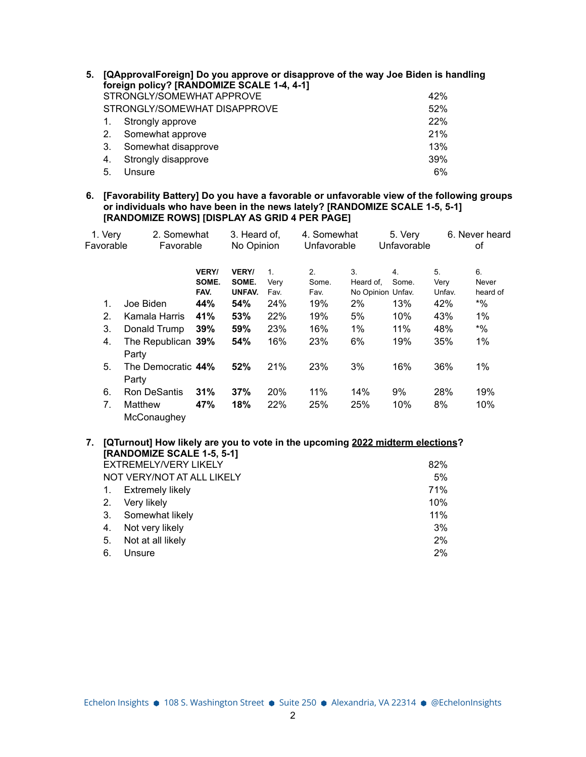**5. [QApprovalForeign] Do you approve or disapprove of the way Joe Biden is handling foreign policy? [RANDOMIZE SCALE 1-4, 4-1]**

| | |
|---|---|
| STRONGLY/SOMEWHAT APPROVE | 42% |
| STRONGLY/SOMEWHAT DISAPPROVE | 52% |
| 1. Strongly approve | 22% |
| 2. Somewhat approve | 21% |
| 3. Somewhat disapprove | 13% |
| 4. Strongly disapprove | 39% |
| 5. Unsure | 6% |

**6. [Favorability Battery] Do you have a favorable or unfavorable view of the following groups or individuals who have been in the news lately? [RANDOMIZE SCALE 1-5, 5-1] [RANDOMIZE ROWS] [DISPLAY AS GRID 4 PER PAGE]**

| 1. Very Favorable | 2. Somewhat Favorable | 3. Heard of, No Opinion | 4. Somewhat Unfavorable | 5. Very Unfavorable | 6. Never heard of |
|---|---|---|---|---|---|

| | **VERY/ SOME. FAV.** | **VERY/ SOME. UNFAV.** | 1. Very Fav. | 2. Some. Fav. | 3. Heard of, No Opinion | 4. Some. Unfav. | 5. Very Unfav. | 6. Never heard of |
|---|---|---|---|---|---|---|---|---|
| 1. Joe Biden | **44%** | **54%** | 24% | 19% | 2% | 13% | 42% | *% |
| 2. Kamala Harris | **41%** | **53%** | 22% | 19% | 5% | 10% | 43% | 1% |
| 3. Donald Trump | **39%** | **59%** | 23% | 16% | 1% | 11% | 48% | *% |
| 4. The Republican Party | **39%** | **54%** | 16% | 23% | 6% | 19% | 35% | 1% |
| 5. The Democratic Party | **44%** | **52%** | 21% | 23% | 3% | 16% | 36% | 1% |
| 6. Ron DeSantis | **31%** | **37%** | 20% | 11% | 14% | 9% | 28% | 19% |
| 7. Matthew McConaughey | **47%** | **18%** | 22% | 25% | 25% | 10% | 8% | 10% |

**7. [QTurnout] How likely are you to vote in the upcoming 2022 midterm elections? [RANDOMIZE SCALE 1-5, 5-1]**

| | |
|---|---|
| EXTREMELY/VERY LIKELY | 82% |
| NOT VERY/NOT AT ALL LIKELY | 5% |
| 1. Extremely likely | 71% |
| 2. Very likely | 10% |
| 3. Somewhat likely | 11% |
| 4. Not very likely | 3% |
| 5. Not at all likely | 2% |
| 6. Unsure | 2% |

Echelon Insights ● 108 S. Washington Street ● Suite 250 ● Alexandria, VA 22314 ● @EchelonInsights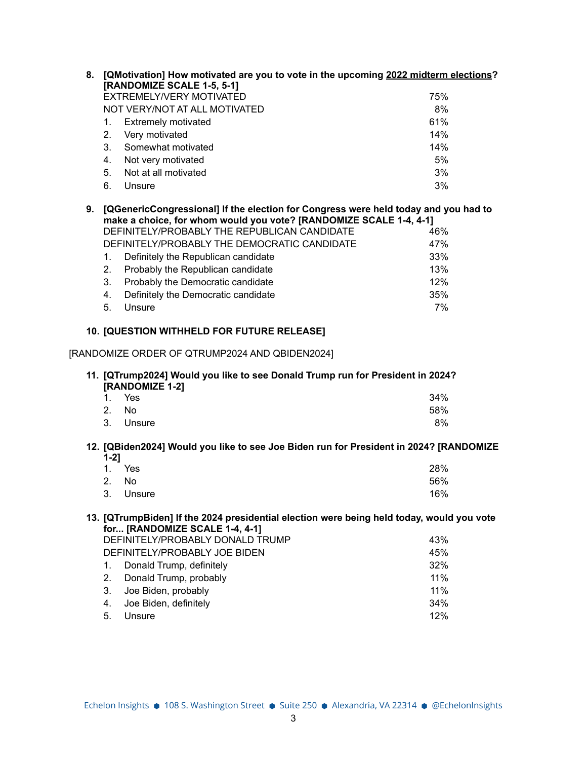**8. [QMotivation] How motivated are you to vote in the upcoming 2022 midterm elections? [RANDOMIZE SCALE 1-5, 5-1]**

| | |
|---|---|
| EXTREMELY/VERY MOTIVATED | 75% |
| NOT VERY/NOT AT ALL MOTIVATED | 8% |
| 1. Extremely motivated | 61% |
| 2. Very motivated | 14% |
| 3. Somewhat motivated | 14% |
| 4. Not very motivated | 5% |
| 5. Not at all motivated | 3% |
| 6. Unsure | 3% |

**9. [QGenericCongressional] If the election for Congress were held today and you had to make a choice, for whom would you vote? [RANDOMIZE SCALE 1-4, 4-1]**

| | |
|---|---|
| DEFINITELY/PROBABLY THE REPUBLICAN CANDIDATE | 46% |
| DEFINITELY/PROBABLY THE DEMOCRATIC CANDIDATE | 47% |
| 1. Definitely the Republican candidate | 33% |
| 2. Probably the Republican candidate | 13% |
| 3. Probably the Democratic candidate | 12% |
| 4. Definitely the Democratic candidate | 35% |
| 5. Unsure | 7% |

**10. [QUESTION WITHHELD FOR FUTURE RELEASE]**

[RANDOMIZE ORDER OF QTRUMP2024 AND QBIDEN2024]

**11. [QTrump2024] Would you like to see Donald Trump run for President in 2024? [RANDOMIZE 1-2]**

| | |
|---|---|
| 1. Yes | 34% |
| 2. No | 58% |
| 3. Unsure | 8% |

**12. [QBiden2024] Would you like to see Joe Biden run for President in 2024? [RANDOMIZE 1-2]**

| | |
|---|---|
| 1. Yes | 28% |
| 2. No | 56% |
| 3. Unsure | 16% |

**13. [QTrumpBiden] If the 2024 presidential election were being held today, would you vote for... [RANDOMIZE SCALE 1-4, 4-1]**

| | |
|---|---|
| DEFINITELY/PROBABLY DONALD TRUMP | 43% |
| DEFINITELY/PROBABLY JOE BIDEN | 45% |
| 1. Donald Trump, definitely | 32% |
| 2. Donald Trump, probably | 11% |
| 3. Joe Biden, probably | 11% |
| 4. Joe Biden, definitely | 34% |
| 5. Unsure | 12% |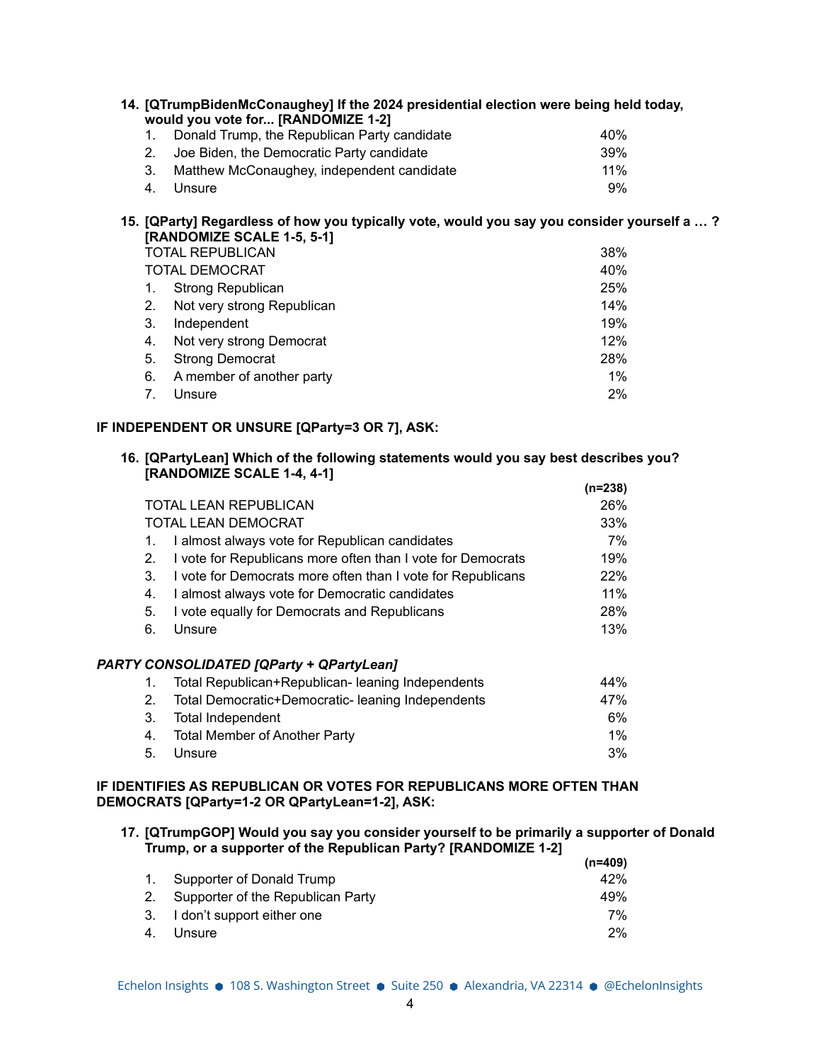**14. [QTrumpBidenMcConaughey] If the 2024 presidential election were being held today, would you vote for... [RANDOMIZE 1-2]**

| | | |
|---|---|---|
| 1. | Donald Trump, the Republican Party candidate | 40% |
| 2. | Joe Biden, the Democratic Party candidate | 39% |
| 3. | Matthew McConaughey, independent candidate | 11% |
| 4. | Unsure | 9% |

**15. [QParty] Regardless of how you typically vote, would you say you consider yourself a … ? [RANDOMIZE SCALE 1-5, 5-1]**

| | | |
|---|---|---|
| | TOTAL REPUBLICAN | 38% |
| | TOTAL DEMOCRAT | 40% |
| 1. | Strong Republican | 25% |
| 2. | Not very strong Republican | 14% |
| 3. | Independent | 19% |
| 4. | Not very strong Democrat | 12% |
| 5. | Strong Democrat | 28% |
| 6. | A member of another party | 1% |
| 7. | Unsure | 2% |

**IF INDEPENDENT OR UNSURE [QParty=3 OR 7], ASK:**

**16. [QPartyLean] Which of the following statements would you say best describes you? [RANDOMIZE SCALE 1-4, 4-1]**

| | | **(n=238)** |
|---|---|---|
| | TOTAL LEAN REPUBLICAN | 26% |
| | TOTAL LEAN DEMOCRAT | 33% |
| 1. | I almost always vote for Republican candidates | 7% |
| 2. | I vote for Republicans more often than I vote for Democrats | 19% |
| 3. | I vote for Democrats more often than I vote for Republicans | 22% |
| 4. | I almost always vote for Democratic candidates | 11% |
| 5. | I vote equally for Democrats and Republicans | 28% |
| 6. | Unsure | 13% |

***PARTY CONSOLIDATED [QParty + QPartyLean]***

| | | |
|---|---|---|
| 1. | Total Republican+Republican- leaning Independents | 44% |
| 2. | Total Democratic+Democratic- leaning Independents | 47% |
| 3. | Total Independent | 6% |
| 4. | Total Member of Another Party | 1% |
| 5. | Unsure | 3% |

**IF IDENTIFIES AS REPUBLICAN OR VOTES FOR REPUBLICANS MORE OFTEN THAN DEMOCRATS [QParty=1-2 OR QPartyLean=1-2], ASK:**

**17. [QTrumpGOP] Would you say you consider yourself to be primarily a supporter of Donald Trump, or a supporter of the Republican Party? [RANDOMIZE 1-2]**

| | | **(n=409)** |
|---|---|---|
| 1. | Supporter of Donald Trump | 42% |
| 2. | Supporter of the Republican Party | 49% |
| 3. | I don't support either one | 7% |
| 4. | Unsure | 2% |

Echelon Insights ● 108 S. Washington Street ● Suite 250 ● Alexandria, VA 22314 ● @EchelonInsights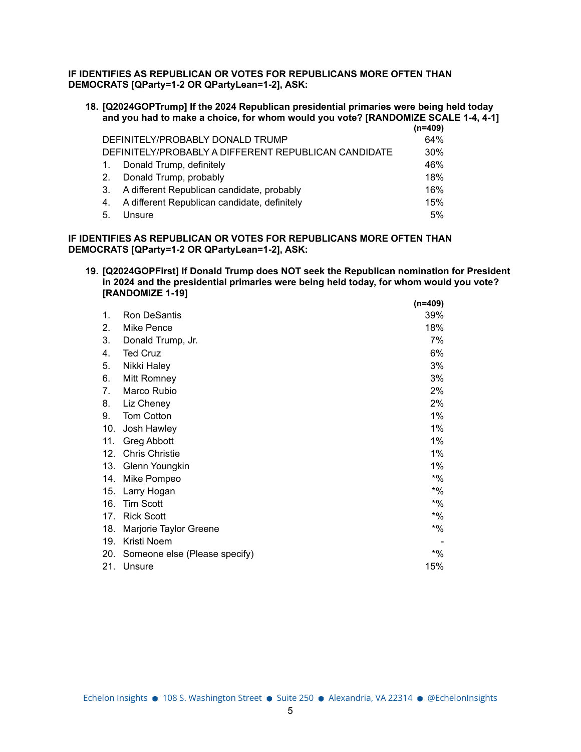**IF IDENTIFIES AS REPUBLICAN OR VOTES FOR REPUBLICANS MORE OFTEN THAN DEMOCRATS [QParty=1-2 OR QPartyLean=1-2], ASK:**

**18. [Q2024GOPTrump] If the 2024 Republican presidential primaries were being held today and you had to make a choice, for whom would you vote? [RANDOMIZE SCALE 1-4, 4-1]**

| | | (n=409) |
|---|---|---|
| | DEFINITELY/PROBABLY DONALD TRUMP | 64% |
| | DEFINITELY/PROBABLY A DIFFERENT REPUBLICAN CANDIDATE | 30% |
| 1. | Donald Trump, definitely | 46% |
| 2. | Donald Trump, probably | 18% |
| 3. | A different Republican candidate, probably | 16% |
| 4. | A different Republican candidate, definitely | 15% |
| 5. | Unsure | 5% |

**IF IDENTIFIES AS REPUBLICAN OR VOTES FOR REPUBLICANS MORE OFTEN THAN DEMOCRATS [QParty=1-2 OR QPartyLean=1-2], ASK:**

**19. [Q2024GOPFirst] If Donald Trump does NOT seek the Republican nomination for President in 2024 and the presidential primaries were being held today, for whom would you vote? [RANDOMIZE 1-19]**

| | | (n=409) |
|---|---|---|
| 1. | Ron DeSantis | 39% |
| 2. | Mike Pence | 18% |
| 3. | Donald Trump, Jr. | 7% |
| 4. | Ted Cruz | 6% |
| 5. | Nikki Haley | 3% |
| 6. | Mitt Romney | 3% |
| 7. | Marco Rubio | 2% |
| 8. | Liz Cheney | 2% |
| 9. | Tom Cotton | 1% |
| 10. | Josh Hawley | 1% |
| 11. | Greg Abbott | 1% |
| 12. | Chris Christie | 1% |
| 13. | Glenn Youngkin | 1% |
| 14. | Mike Pompeo | *% |
| 15. | Larry Hogan | *% |
| 16. | Tim Scott | *% |
| 17. | Rick Scott | *% |
| 18. | Marjorie Taylor Greene | *% |
| 19. | Kristi Noem | - |
| 20. | Someone else (Please specify) | *% |
| 21. | Unsure | 15% |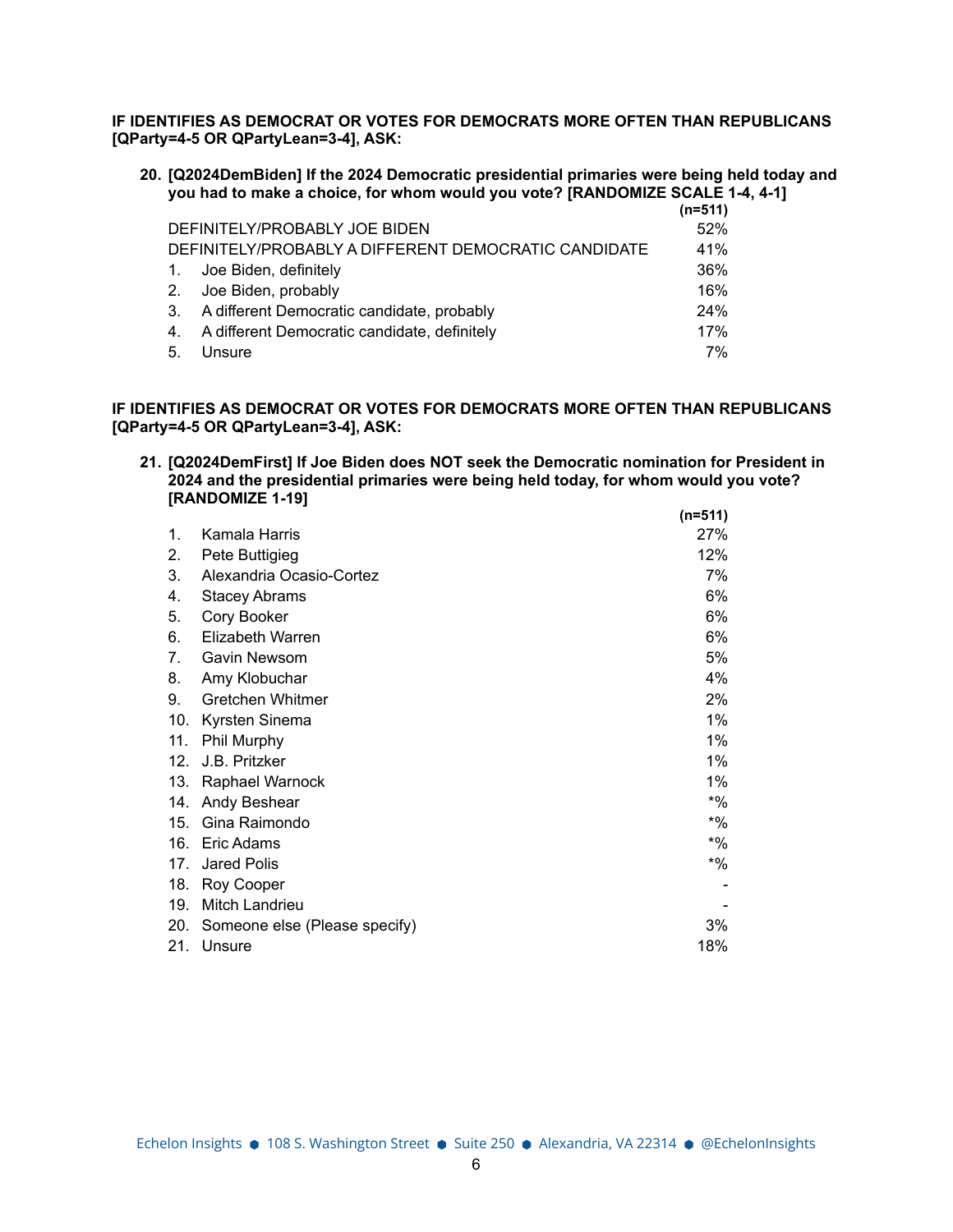**IF IDENTIFIES AS DEMOCRAT OR VOTES FOR DEMOCRATS MORE OFTEN THAN REPUBLICANS [QParty=4-5 OR QPartyLean=3-4], ASK:**

**20. [Q2024DemBiden] If the 2024 Democratic presidential primaries were being held today and you had to make a choice, for whom would you vote? [RANDOMIZE SCALE 1-4, 4-1]**

| | (n=511) |
|---|---|
| DEFINITELY/PROBABLY JOE BIDEN | 52% |
| DEFINITELY/PROBABLY A DIFFERENT DEMOCRATIC CANDIDATE | 41% |
| 1. Joe Biden, definitely | 36% |
| 2. Joe Biden, probably | 16% |
| 3. A different Democratic candidate, probably | 24% |
| 4. A different Democratic candidate, definitely | 17% |
| 5. Unsure | 7% |

**IF IDENTIFIES AS DEMOCRAT OR VOTES FOR DEMOCRATS MORE OFTEN THAN REPUBLICANS [QParty=4-5 OR QPartyLean=3-4], ASK:**

**21. [Q2024DemFirst] If Joe Biden does NOT seek the Democratic nomination for President in 2024 and the presidential primaries were being held today, for whom would you vote? [RANDOMIZE 1-19]**

| | (n=511) |
|---|---|
| 1. Kamala Harris | 27% |
| 2. Pete Buttigieg | 12% |
| 3. Alexandria Ocasio-Cortez | 7% |
| 4. Stacey Abrams | 6% |
| 5. Cory Booker | 6% |
| 6. Elizabeth Warren | 6% |
| 7. Gavin Newsom | 5% |
| 8. Amy Klobuchar | 4% |
| 9. Gretchen Whitmer | 2% |
| 10. Kyrsten Sinema | 1% |
| 11. Phil Murphy | 1% |
| 12. J.B. Pritzker | 1% |
| 13. Raphael Warnock | 1% |
| 14. Andy Beshear | *% |
| 15. Gina Raimondo | *% |
| 16. Eric Adams | *% |
| 17. Jared Polis | *% |
| 18. Roy Cooper | - |
| 19. Mitch Landrieu | - |
| 20. Someone else (Please specify) | 3% |
| 21. Unsure | 18% |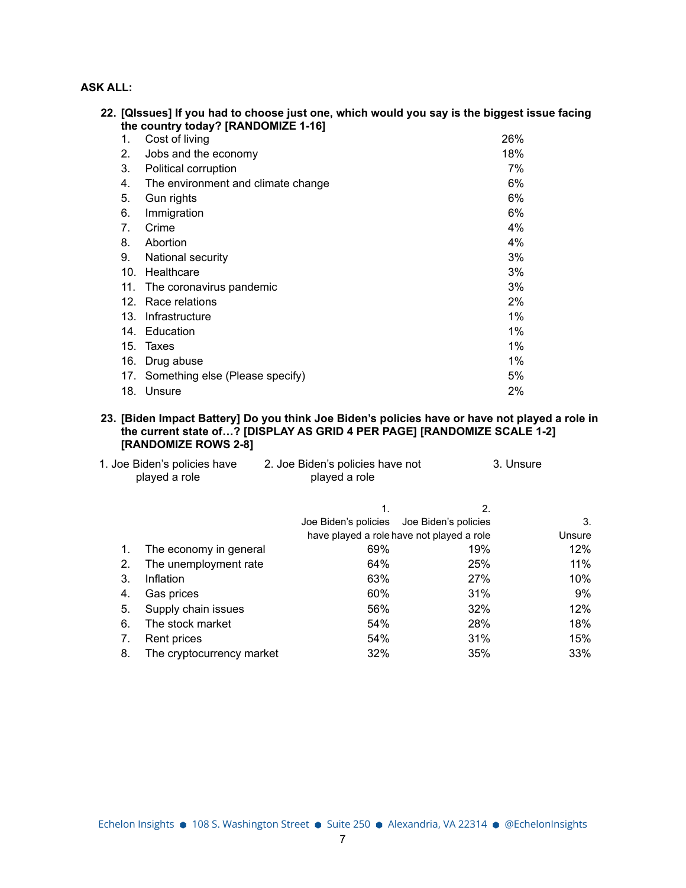**ASK ALL:**

**22. [QIssues] If you had to choose just one, which would you say is the biggest issue facing the country today? [RANDOMIZE 1-16]**

| | | |
|---|---|---|
| 1. | Cost of living | 26% |
| 2. | Jobs and the economy | 18% |
| 3. | Political corruption | 7% |
| 4. | The environment and climate change | 6% |
| 5. | Gun rights | 6% |
| 6. | Immigration | 6% |
| 7. | Crime | 4% |
| 8. | Abortion | 4% |
| 9. | National security | 3% |
| 10. | Healthcare | 3% |
| 11. | The coronavirus pandemic | 3% |
| 12. | Race relations | 2% |
| 13. | Infrastructure | 1% |
| 14. | Education | 1% |
| 15. | Taxes | 1% |
| 16. | Drug abuse | 1% |
| 17. | Something else (Please specify) | 5% |
| 18. | Unsure | 2% |

**23. [Biden Impact Battery] Do you think Joe Biden's policies have or have not played a role in the current state of…? [DISPLAY AS GRID 4 PER PAGE] [RANDOMIZE SCALE 1-2] [RANDOMIZE ROWS 2-8]**

1. Joe Biden's policies have played a role
2. Joe Biden's policies have not played a role
3. Unsure

| | | 1. Joe Biden's policies have played a role | 2. Joe Biden's policies have not played a role | 3. Unsure |
|---|---|---|---|---|
| 1. | The economy in general | 69% | 19% | 12% |
| 2. | The unemployment rate | 64% | 25% | 11% |
| 3. | Inflation | 63% | 27% | 10% |
| 4. | Gas prices | 60% | 31% | 9% |
| 5. | Supply chain issues | 56% | 32% | 12% |
| 6. | The stock market | 54% | 28% | 18% |
| 7. | Rent prices | 54% | 31% | 15% |
| 8. | The cryptocurrency market | 32% | 35% | 33% |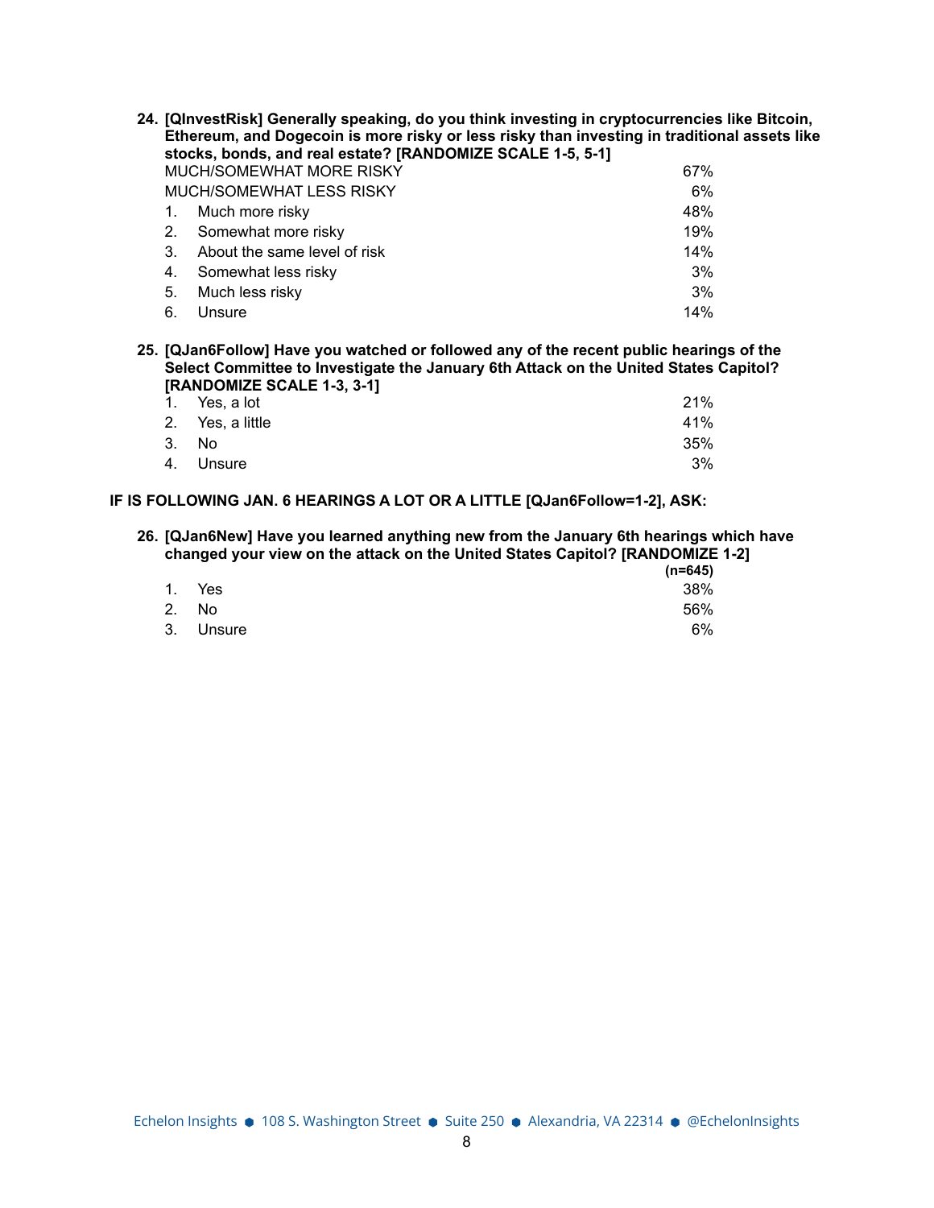**24. [QInvestRisk] Generally speaking, do you think investing in cryptocurrencies like Bitcoin, Ethereum, and Dogecoin is more risky or less risky than investing in traditional assets like stocks, bonds, and real estate? [RANDOMIZE SCALE 1-5, 5-1]**

| | |
|---|---|
| MUCH/SOMEWHAT MORE RISKY | 67% |
| MUCH/SOMEWHAT LESS RISKY | 6% |
| 1. Much more risky | 48% |
| 2. Somewhat more risky | 19% |
| 3. About the same level of risk | 14% |
| 4. Somewhat less risky | 3% |
| 5. Much less risky | 3% |
| 6. Unsure | 14% |

**25. [QJan6Follow] Have you watched or followed any of the recent public hearings of the Select Committee to Investigate the January 6th Attack on the United States Capitol? [RANDOMIZE SCALE 1-3, 3-1]**

| | |
|---|---|
| 1. Yes, a lot | 21% |
| 2. Yes, a little | 41% |
| 3. No | 35% |
| 4. Unsure | 3% |

**IF IS FOLLOWING JAN. 6 HEARINGS A LOT OR A LITTLE [QJan6Follow=1-2], ASK:**

**26. [QJan6New] Have you learned anything new from the January 6th hearings which have changed your view on the attack on the United States Capitol? [RANDOMIZE 1-2]**

| | (n=645) |
|---|---|
| 1. Yes | 38% |
| 2. No | 56% |
| 3. Unsure | 6% |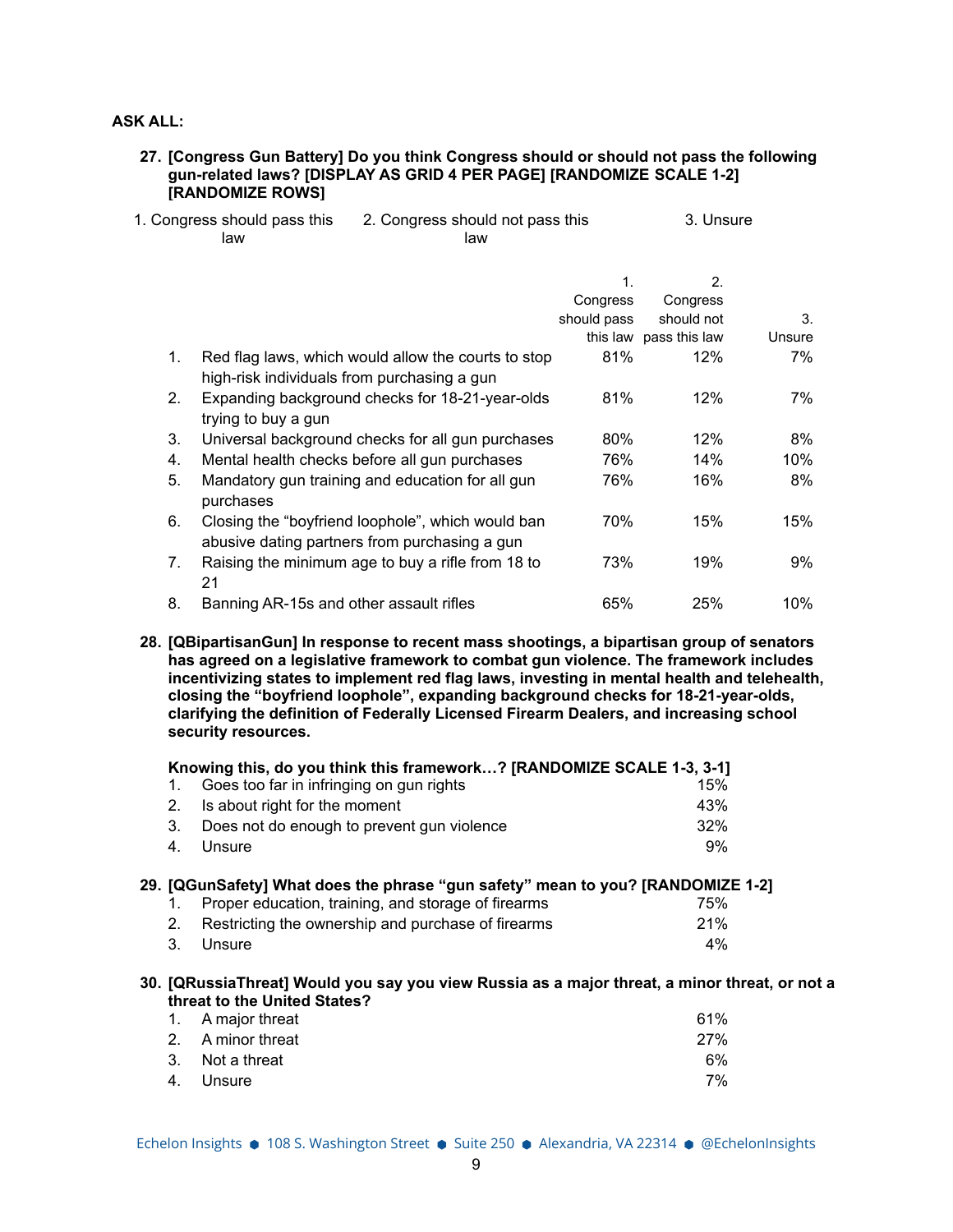**ASK ALL:**

**27. [Congress Gun Battery] Do you think Congress should or should not pass the following gun-related laws? [DISPLAY AS GRID 4 PER PAGE] [RANDOMIZE SCALE 1-2] [RANDOMIZE ROWS]**

1. Congress should pass this law  2. Congress should not pass this law  3. Unsure

| | | 1. Congress should pass this law | 2. Congress should not pass this law | 3. Unsure |
|---|---|---|---|---|
| 1. | Red flag laws, which would allow the courts to stop high-risk individuals from purchasing a gun | 81% | 12% | 7% |
| 2. | Expanding background checks for 18-21-year-olds trying to buy a gun | 81% | 12% | 7% |
| 3. | Universal background checks for all gun purchases | 80% | 12% | 8% |
| 4. | Mental health checks before all gun purchases | 76% | 14% | 10% |
| 5. | Mandatory gun training and education for all gun purchases | 76% | 16% | 8% |
| 6. | Closing the "boyfriend loophole", which would ban abusive dating partners from purchasing a gun | 70% | 15% | 15% |
| 7. | Raising the minimum age to buy a rifle from 18 to 21 | 73% | 19% | 9% |
| 8. | Banning AR-15s and other assault rifles | 65% | 25% | 10% |

**28. [QBipartisanGun] In response to recent mass shootings, a bipartisan group of senators has agreed on a legislative framework to combat gun violence. The framework includes incentivizing states to implement red flag laws, investing in mental health and telehealth, closing the "boyfriend loophole", expanding background checks for 18-21-year-olds, clarifying the definition of Federally Licensed Firearm Dealers, and increasing school security resources.**

**Knowing this, do you think this framework…? [RANDOMIZE SCALE 1-3, 3-1]**

| | | |
|---|---|---|
| 1. | Goes too far in infringing on gun rights | 15% |
| 2. | Is about right for the moment | 43% |
| 3. | Does not do enough to prevent gun violence | 32% |
| 4. | Unsure | 9% |

**29. [QGunSafety] What does the phrase "gun safety" mean to you? [RANDOMIZE 1-2]**

| | | |
|---|---|---|
| 1. | Proper education, training, and storage of firearms | 75% |
| 2. | Restricting the ownership and purchase of firearms | 21% |
| 3. | Unsure | 4% |

**30. [QRussiaThreat] Would you say you view Russia as a major threat, a minor threat, or not a threat to the United States?**

| | | |
|---|---|---|
| 1. | A major threat | 61% |
| 2. | A minor threat | 27% |
| 3. | Not a threat | 6% |
| 4. | Unsure | 7% |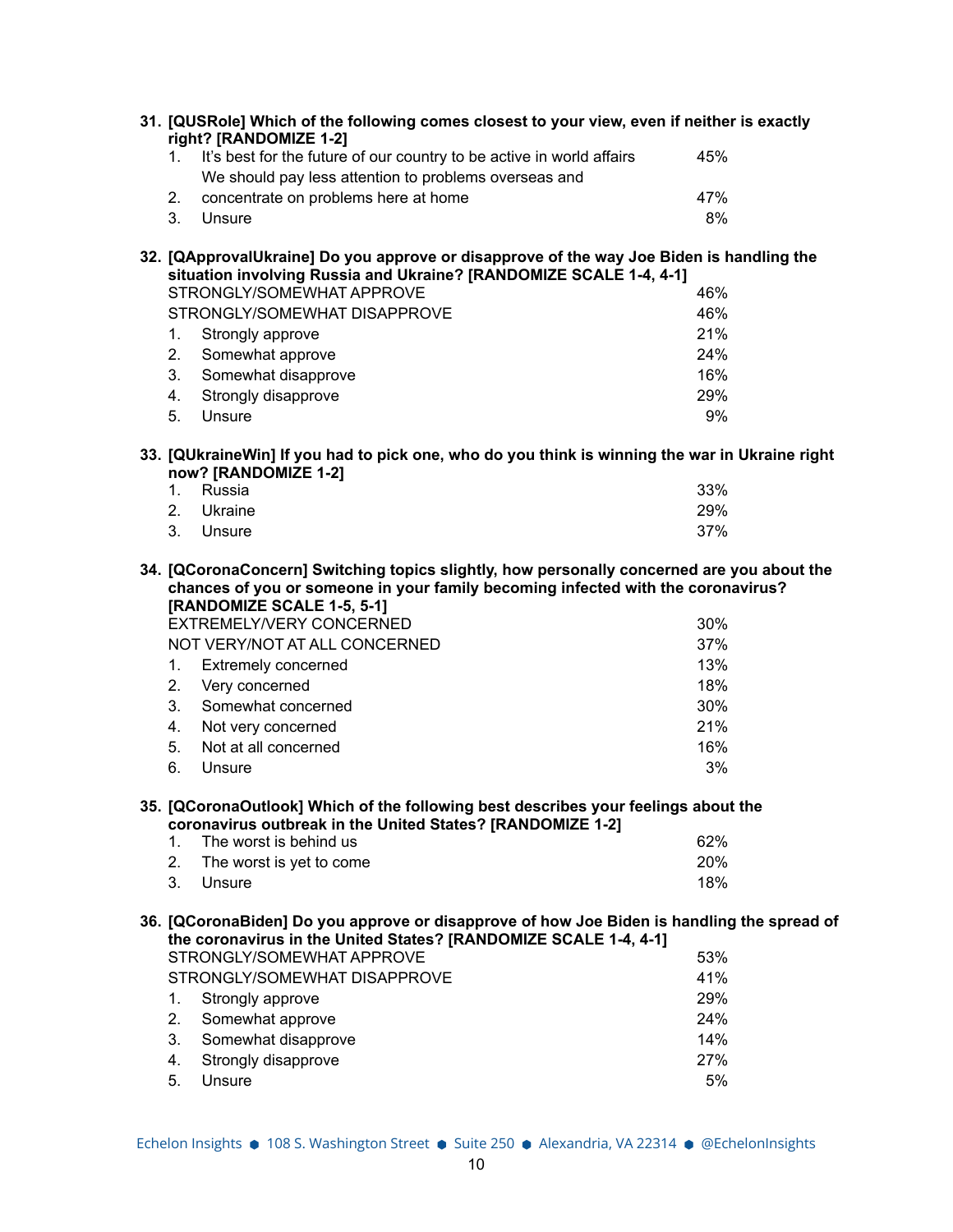**31. [QUSRole] Which of the following comes closest to your view, even if neither is exactly right? [RANDOMIZE 1-2]**

| | | |
|---|---|---|
| 1. | It's best for the future of our country to be active in world affairs | 45% |
| 2. | We should pay less attention to problems overseas and concentrate on problems here at home | 47% |
| 3. | Unsure | 8% |

**32. [QApprovalUkraine] Do you approve or disapprove of the way Joe Biden is handling the situation involving Russia and Ukraine? [RANDOMIZE SCALE 1-4, 4-1]**

| | | |
|---|---|---|
| | STRONGLY/SOMEWHAT APPROVE | 46% |
| | STRONGLY/SOMEWHAT DISAPPROVE | 46% |
| 1. | Strongly approve | 21% |
| 2. | Somewhat approve | 24% |
| 3. | Somewhat disapprove | 16% |
| 4. | Strongly disapprove | 29% |
| 5. | Unsure | 9% |

**33. [QUkraineWin] If you had to pick one, who do you think is winning the war in Ukraine right now? [RANDOMIZE 1-2]**

| | | |
|---|---|---|
| 1. | Russia | 33% |
| 2. | Ukraine | 29% |
| 3. | Unsure | 37% |

**34. [QCoronaConcern] Switching topics slightly, how personally concerned are you about the chances of you or someone in your family becoming infected with the coronavirus? [RANDOMIZE SCALE 1-5, 5-1]**

| | | |
|---|---|---|
| | EXTREMELY/VERY CONCERNED | 30% |
| | NOT VERY/NOT AT ALL CONCERNED | 37% |
| 1. | Extremely concerned | 13% |
| 2. | Very concerned | 18% |
| 3. | Somewhat concerned | 30% |
| 4. | Not very concerned | 21% |
| 5. | Not at all concerned | 16% |
| 6. | Unsure | 3% |

**35. [QCoronaOutlook] Which of the following best describes your feelings about the coronavirus outbreak in the United States? [RANDOMIZE 1-2]**

| | | |
|---|---|---|
| 1. | The worst is behind us | 62% |
| 2. | The worst is yet to come | 20% |
| 3. | Unsure | 18% |

**36. [QCoronaBiden] Do you approve or disapprove of how Joe Biden is handling the spread of the coronavirus in the United States? [RANDOMIZE SCALE 1-4, 4-1]**

| | | |
|---|---|---|
| | STRONGLY/SOMEWHAT APPROVE | 53% |
| | STRONGLY/SOMEWHAT DISAPPROVE | 41% |
| 1. | Strongly approve | 29% |
| 2. | Somewhat approve | 24% |
| 3. | Somewhat disapprove | 14% |
| 4. | Strongly disapprove | 27% |
| 5. | Unsure | 5% |

Echelon Insights ● 108 S. Washington Street ● Suite 250 ● Alexandria, VA 22314 ● @EchelonInsights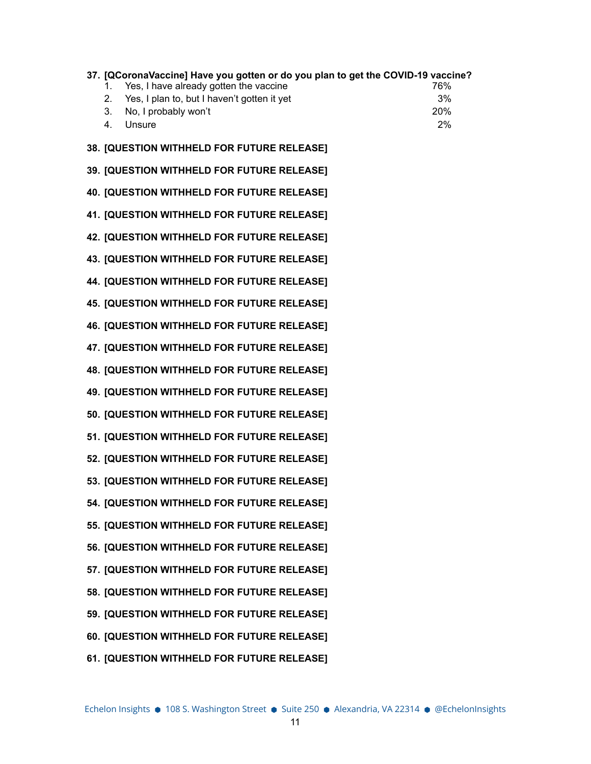**37. [QCoronaVaccine] Have you gotten or do you plan to get the COVID-19 vaccine?**

| | | |
|---|---|---|
| 1. | Yes, I have already gotten the vaccine | 76% |
| 2. | Yes, I plan to, but I haven't gotten it yet | 3% |
| 3. | No, I probably won't | 20% |
| 4. | Unsure | 2% |

**38. [QUESTION WITHHELD FOR FUTURE RELEASE]**

**39. [QUESTION WITHHELD FOR FUTURE RELEASE]**

**40. [QUESTION WITHHELD FOR FUTURE RELEASE]**

**41. [QUESTION WITHHELD FOR FUTURE RELEASE]**

**42. [QUESTION WITHHELD FOR FUTURE RELEASE]**

**43. [QUESTION WITHHELD FOR FUTURE RELEASE]**

**44. [QUESTION WITHHELD FOR FUTURE RELEASE]**

**45. [QUESTION WITHHELD FOR FUTURE RELEASE]**

**46. [QUESTION WITHHELD FOR FUTURE RELEASE]**

**47. [QUESTION WITHHELD FOR FUTURE RELEASE]**

**48. [QUESTION WITHHELD FOR FUTURE RELEASE]**

**49. [QUESTION WITHHELD FOR FUTURE RELEASE]**

**50. [QUESTION WITHHELD FOR FUTURE RELEASE]**

**51. [QUESTION WITHHELD FOR FUTURE RELEASE]**

**52. [QUESTION WITHHELD FOR FUTURE RELEASE]**

**53. [QUESTION WITHHELD FOR FUTURE RELEASE]**

**54. [QUESTION WITHHELD FOR FUTURE RELEASE]**

**55. [QUESTION WITHHELD FOR FUTURE RELEASE]**

**56. [QUESTION WITHHELD FOR FUTURE RELEASE]**

**57. [QUESTION WITHHELD FOR FUTURE RELEASE]**

**58. [QUESTION WITHHELD FOR FUTURE RELEASE]**

**59. [QUESTION WITHHELD FOR FUTURE RELEASE]**

**60. [QUESTION WITHHELD FOR FUTURE RELEASE]**

**61. [QUESTION WITHHELD FOR FUTURE RELEASE]**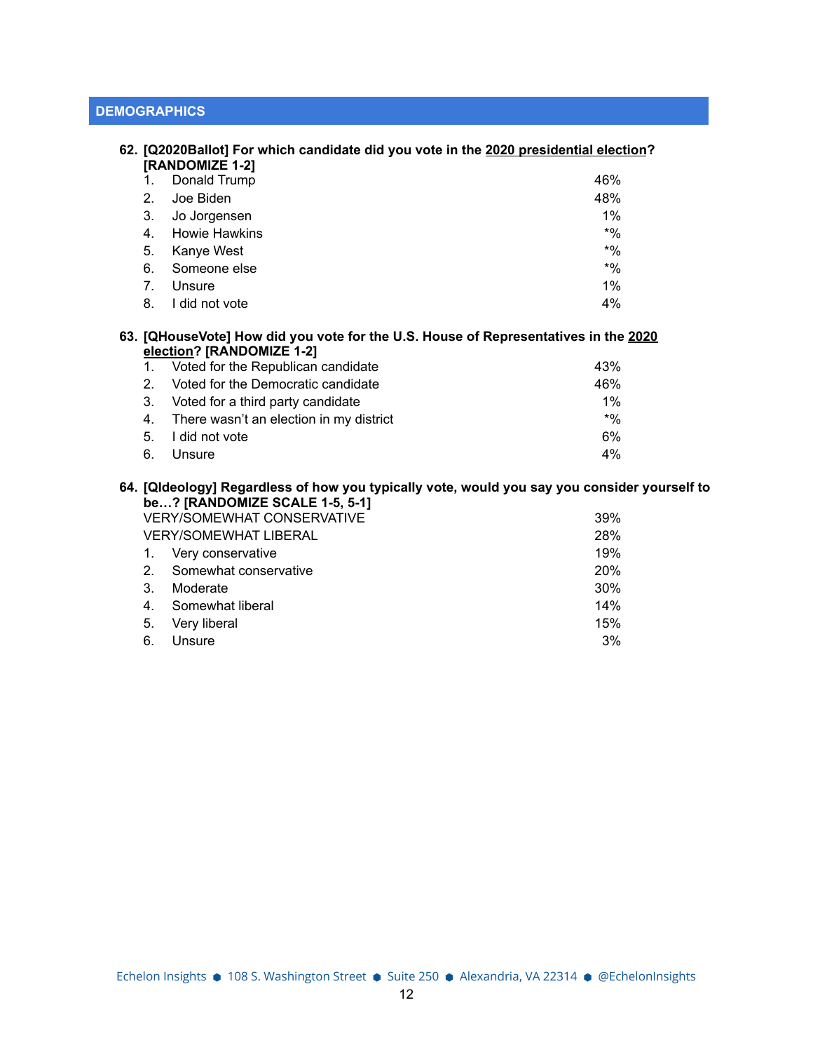## DEMOGRAPHICS

**62. [Q2020Ballot] For which candidate did you vote in the <u>2020 presidential election</u>? [RANDOMIZE 1-2]**

| | |
|---|---|
| 1. Donald Trump | 46% |
| 2. Joe Biden | 48% |
| 3. Jo Jorgensen | 1% |
| 4. Howie Hawkins | *% |
| 5. Kanye West | *% |
| 6. Someone else | *% |
| 7. Unsure | 1% |
| 8. I did not vote | 4% |

**63. [QHouseVote] How did you vote for the U.S. House of Representatives in the <u>2020 election</u>? [RANDOMIZE 1-2]**

| | |
|---|---|
| 1. Voted for the Republican candidate | 43% |
| 2. Voted for the Democratic candidate | 46% |
| 3. Voted for a third party candidate | 1% |
| 4. There wasn't an election in my district | *% |
| 5. I did not vote | 6% |
| 6. Unsure | 4% |

**64. [QIdeology] Regardless of how you typically vote, would you say you consider yourself to be…? [RANDOMIZE SCALE 1-5, 5-1]**

| | |
|---|---|
| VERY/SOMEWHAT CONSERVATIVE | 39% |
| VERY/SOMEWHAT LIBERAL | 28% |
| 1. Very conservative | 19% |
| 2. Somewhat conservative | 20% |
| 3. Moderate | 30% |
| 4. Somewhat liberal | 14% |
| 5. Very liberal | 15% |
| 6. Unsure | 3% |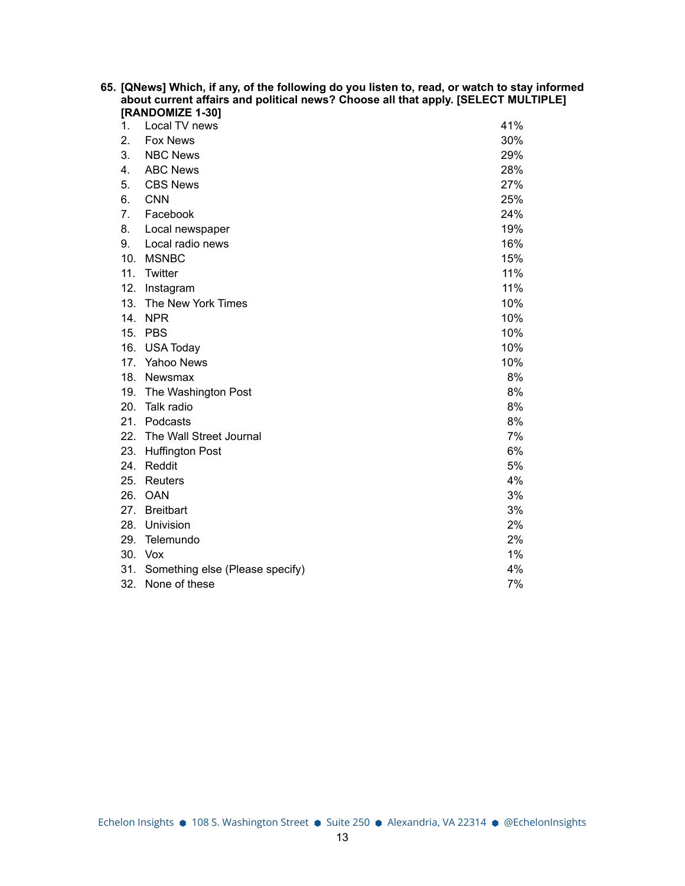**65. [QNews] Which, if any, of the following do you listen to, read, or watch to stay informed about current affairs and political news? Choose all that apply. [SELECT MULTIPLE] [RANDOMIZE 1-30]**

| | | |
|---|---|---|
| 1. | Local TV news | 41% |
| 2. | Fox News | 30% |
| 3. | NBC News | 29% |
| 4. | ABC News | 28% |
| 5. | CBS News | 27% |
| 6. | CNN | 25% |
| 7. | Facebook | 24% |
| 8. | Local newspaper | 19% |
| 9. | Local radio news | 16% |
| 10. | MSNBC | 15% |
| 11. | Twitter | 11% |
| 12. | Instagram | 11% |
| 13. | The New York Times | 10% |
| 14. | NPR | 10% |
| 15. | PBS | 10% |
| 16. | USA Today | 10% |
| 17. | Yahoo News | 10% |
| 18. | Newsmax | 8% |
| 19. | The Washington Post | 8% |
| 20. | Talk radio | 8% |
| 21. | Podcasts | 8% |
| 22. | The Wall Street Journal | 7% |
| 23. | Huffington Post | 6% |
| 24. | Reddit | 5% |
| 25. | Reuters | 4% |
| 26. | OAN | 3% |
| 27. | Breitbart | 3% |
| 28. | Univision | 2% |
| 29. | Telemundo | 2% |
| 30. | Vox | 1% |
| 31. | Something else (Please specify) | 4% |
| 32. | None of these | 7% |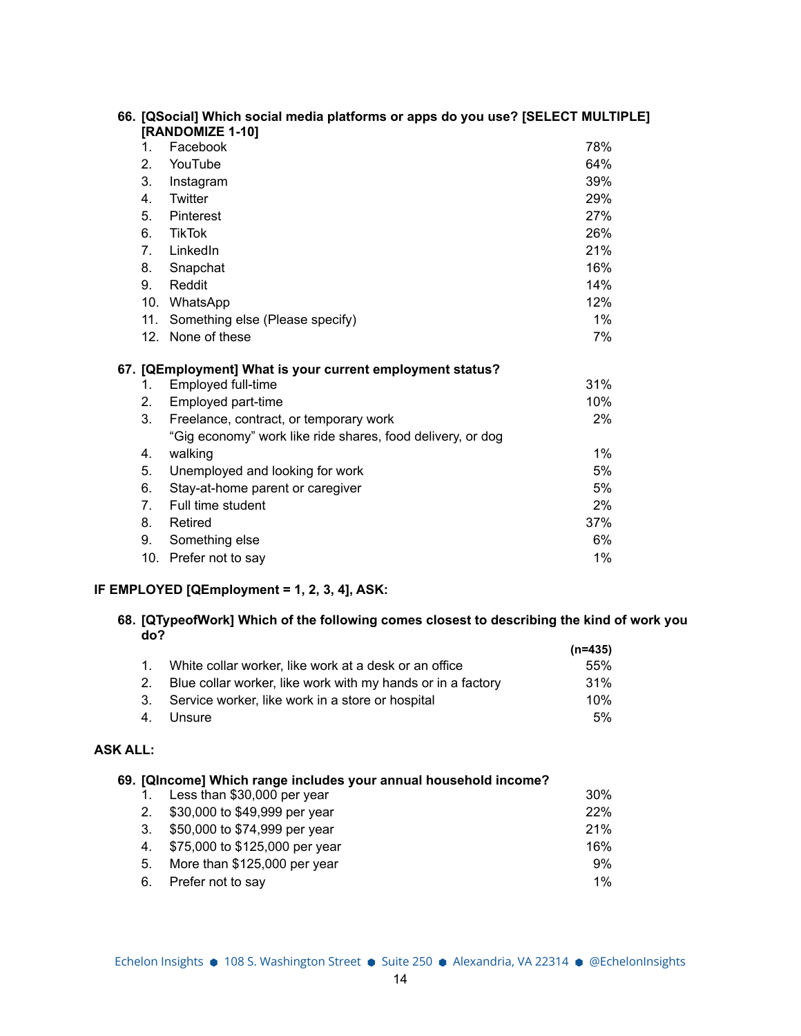**66. [QSocial] Which social media platforms or apps do you use? [SELECT MULTIPLE] [RANDOMIZE 1-10]**

| | | |
|---|---|---|
| 1. | Facebook | 78% |
| 2. | YouTube | 64% |
| 3. | Instagram | 39% |
| 4. | Twitter | 29% |
| 5. | Pinterest | 27% |
| 6. | TikTok | 26% |
| 7. | LinkedIn | 21% |
| 8. | Snapchat | 16% |
| 9. | Reddit | 14% |
| 10. | WhatsApp | 12% |
| 11. | Something else (Please specify) | 1% |
| 12. | None of these | 7% |

**67. [QEmployment] What is your current employment status?**

| | | |
|---|---|---|
| 1. | Employed full-time | 31% |
| 2. | Employed part-time | 10% |
| 3. | Freelance, contract, or temporary work | 2% |
| 4. | "Gig economy" work like ride shares, food delivery, or dog walking | 1% |
| 5. | Unemployed and looking for work | 5% |
| 6. | Stay-at-home parent or caregiver | 5% |
| 7. | Full time student | 2% |
| 8. | Retired | 37% |
| 9. | Something else | 6% |
| 10. | Prefer not to say | 1% |

**IF EMPLOYED [QEmployment = 1, 2, 3, 4], ASK:**

**68. [QTypeofWork] Which of the following comes closest to describing the kind of work you do?**

| | | (n=435) |
|---|---|---|
| 1. | White collar worker, like work at a desk or an office | 55% |
| 2. | Blue collar worker, like work with my hands or in a factory | 31% |
| 3. | Service worker, like work in a store or hospital | 10% |
| 4. | Unsure | 5% |

**ASK ALL:**

**69. [QIncome] Which range includes your annual household income?**

| | | |
|---|---|---|
| 1. | Less than $30,000 per year | 30% |
| 2. | $30,000 to $49,999 per year | 22% |
| 3. | $50,000 to $74,999 per year | 21% |
| 4. | $75,000 to $125,000 per year | 16% |
| 5. | More than $125,000 per year | 9% |
| 6. | Prefer not to say | 1% |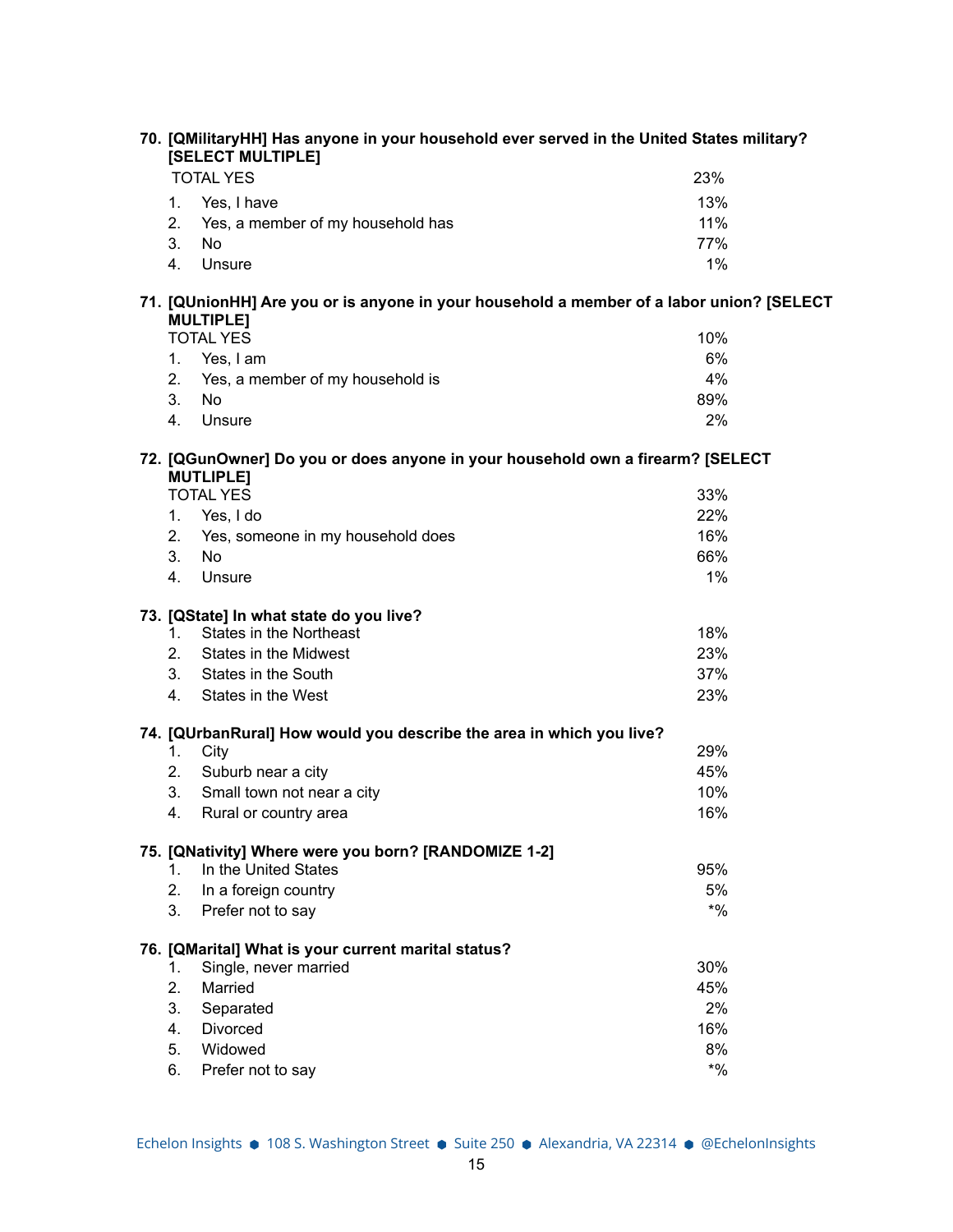**70. [QMilitaryHH] Has anyone in your household ever served in the United States military? [SELECT MULTIPLE]**

| | | |
|---|---|---|
| | TOTAL YES | 23% |
| 1. | Yes, I have | 13% |
| 2. | Yes, a member of my household has | 11% |
| 3. | No | 77% |
| 4. | Unsure | 1% |

**71. [QUnionHH] Are you or is anyone in your household a member of a labor union? [SELECT MULTIPLE]**

| | | |
|---|---|---|
| | TOTAL YES | 10% |
| 1. | Yes, I am | 6% |
| 2. | Yes, a member of my household is | 4% |
| 3. | No | 89% |
| 4. | Unsure | 2% |

**72. [QGunOwner] Do you or does anyone in your household own a firearm? [SELECT MUTLIPLE]**

| | | |
|---|---|---|
| | TOTAL YES | 33% |
| 1. | Yes, I do | 22% |
| 2. | Yes, someone in my household does | 16% |
| 3. | No | 66% |
| 4. | Unsure | 1% |

**73. [QState] In what state do you live?**

| | | |
|---|---|---|
| 1. | States in the Northeast | 18% |
| 2. | States in the Midwest | 23% |
| 3. | States in the South | 37% |
| 4. | States in the West | 23% |

**74. [QUrbanRural] How would you describe the area in which you live?**

| | | |
|---|---|---|
| 1. | City | 29% |
| 2. | Suburb near a city | 45% |
| 3. | Small town not near a city | 10% |
| 4. | Rural or country area | 16% |

**75. [QNativity] Where were you born? [RANDOMIZE 1-2]**

| | | |
|---|---|---|
| 1. | In the United States | 95% |
| 2. | In a foreign country | 5% |
| 3. | Prefer not to say | *% |

**76. [QMarital] What is your current marital status?**

| | | |
|---|---|---|
| 1. | Single, never married | 30% |
| 2. | Married | 45% |
| 3. | Separated | 2% |
| 4. | Divorced | 16% |
| 5. | Widowed | 8% |
| 6. | Prefer not to say | *% |

Echelon Insights ● 108 S. Washington Street ● Suite 250 ● Alexandria, VA 22314 ● @EchelonInsights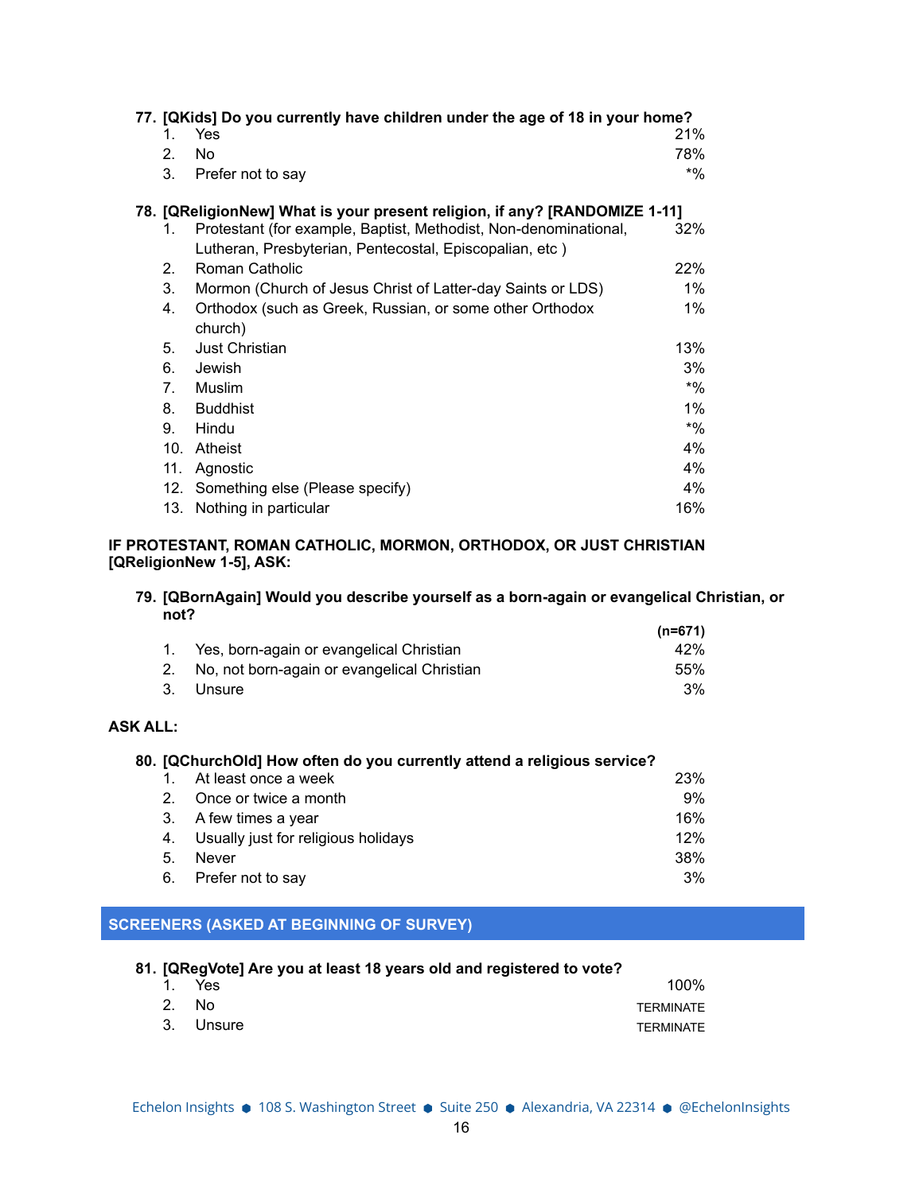**77. [QKids] Do you currently have children under the age of 18 in your home?**

| | | |
|---|---|---|
| 1. | Yes | 21% |
| 2. | No | 78% |
| 3. | Prefer not to say | *% |

**78. [QReligionNew] What is your present religion, if any? [RANDOMIZE 1-11]**

| | | |
|---|---|---|
| 1. | Protestant (for example, Baptist, Methodist, Non-denominational, Lutheran, Presbyterian, Pentecostal, Episcopalian, etc ) | 32% |
| 2. | Roman Catholic | 22% |
| 3. | Mormon (Church of Jesus Christ of Latter-day Saints or LDS) | 1% |
| 4. | Orthodox (such as Greek, Russian, or some other Orthodox church) | 1% |
| 5. | Just Christian | 13% |
| 6. | Jewish | 3% |
| 7. | Muslim | *% |
| 8. | Buddhist | 1% |
| 9. | Hindu | *% |
| 10. | Atheist | 4% |
| 11. | Agnostic | 4% |
| 12. | Something else (Please specify) | 4% |
| 13. | Nothing in particular | 16% |

**IF PROTESTANT, ROMAN CATHOLIC, MORMON, ORTHODOX, OR JUST CHRISTIAN [QReligionNew 1-5], ASK:**

**79. [QBornAgain] Would you describe yourself as a born-again or evangelical Christian, or not?**

| | | (n=671) |
|---|---|---|
| 1. | Yes, born-again or evangelical Christian | 42% |
| 2. | No, not born-again or evangelical Christian | 55% |
| 3. | Unsure | 3% |

**ASK ALL:**

**80. [QChurchOld] How often do you currently attend a religious service?**

| | | |
|---|---|---|
| 1. | At least once a week | 23% |
| 2. | Once or twice a month | 9% |
| 3. | A few times a year | 16% |
| 4. | Usually just for religious holidays | 12% |
| 5. | Never | 38% |
| 6. | Prefer not to say | 3% |

## SCREENERS (ASKED AT BEGINNING OF SURVEY)

**81. [QRegVote] Are you at least 18 years old and registered to vote?**

| | | |
|---|---|---|
| 1. | Yes | 100% |
| 2. | No | TERMINATE |
| 3. | Unsure | TERMINATE |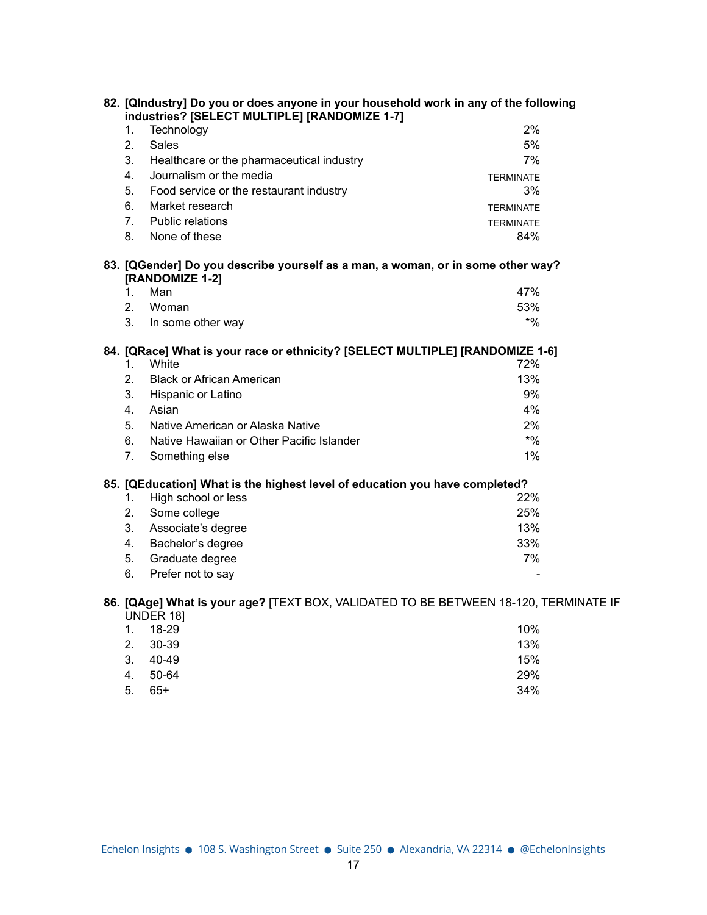**82. [QIndustry] Do you or does anyone in your household work in any of the following industries? [SELECT MULTIPLE] [RANDOMIZE 1-7]**

| | | |
|---|---|---|
| 1. | Technology | 2% |
| 2. | Sales | 5% |
| 3. | Healthcare or the pharmaceutical industry | 7% |
| 4. | Journalism or the media | TERMINATE |
| 5. | Food service or the restaurant industry | 3% |
| 6. | Market research | TERMINATE |
| 7. | Public relations | TERMINATE |
| 8. | None of these | 84% |

**83. [QGender] Do you describe yourself as a man, a woman, or in some other way? [RANDOMIZE 1-2]**

| | | |
|---|---|---|
| 1. | Man | 47% |
| 2. | Woman | 53% |
| 3. | In some other way | *% |

**84. [QRace] What is your race or ethnicity? [SELECT MULTIPLE] [RANDOMIZE 1-6]**

| | | |
|---|---|---|
| 1. | White | 72% |
| 2. | Black or African American | 13% |
| 3. | Hispanic or Latino | 9% |
| 4. | Asian | 4% |
| 5. | Native American or Alaska Native | 2% |
| 6. | Native Hawaiian or Other Pacific Islander | *% |
| 7. | Something else | 1% |

**85. [QEducation] What is the highest level of education you have completed?**

| | | |
|---|---|---|
| 1. | High school or less | 22% |
| 2. | Some college | 25% |
| 3. | Associate's degree | 13% |
| 4. | Bachelor's degree | 33% |
| 5. | Graduate degree | 7% |
| 6. | Prefer not to say | - |

**86. [QAge] What is your age?** [TEXT BOX, VALIDATED TO BE BETWEEN 18-120, TERMINATE IF UNDER 18]

| | | |
|---|---|---|
| 1. | 18-29 | 10% |
| 2. | 30-39 | 13% |
| 3. | 40-49 | 15% |
| 4. | 50-64 | 29% |
| 5. | 65+ | 34% |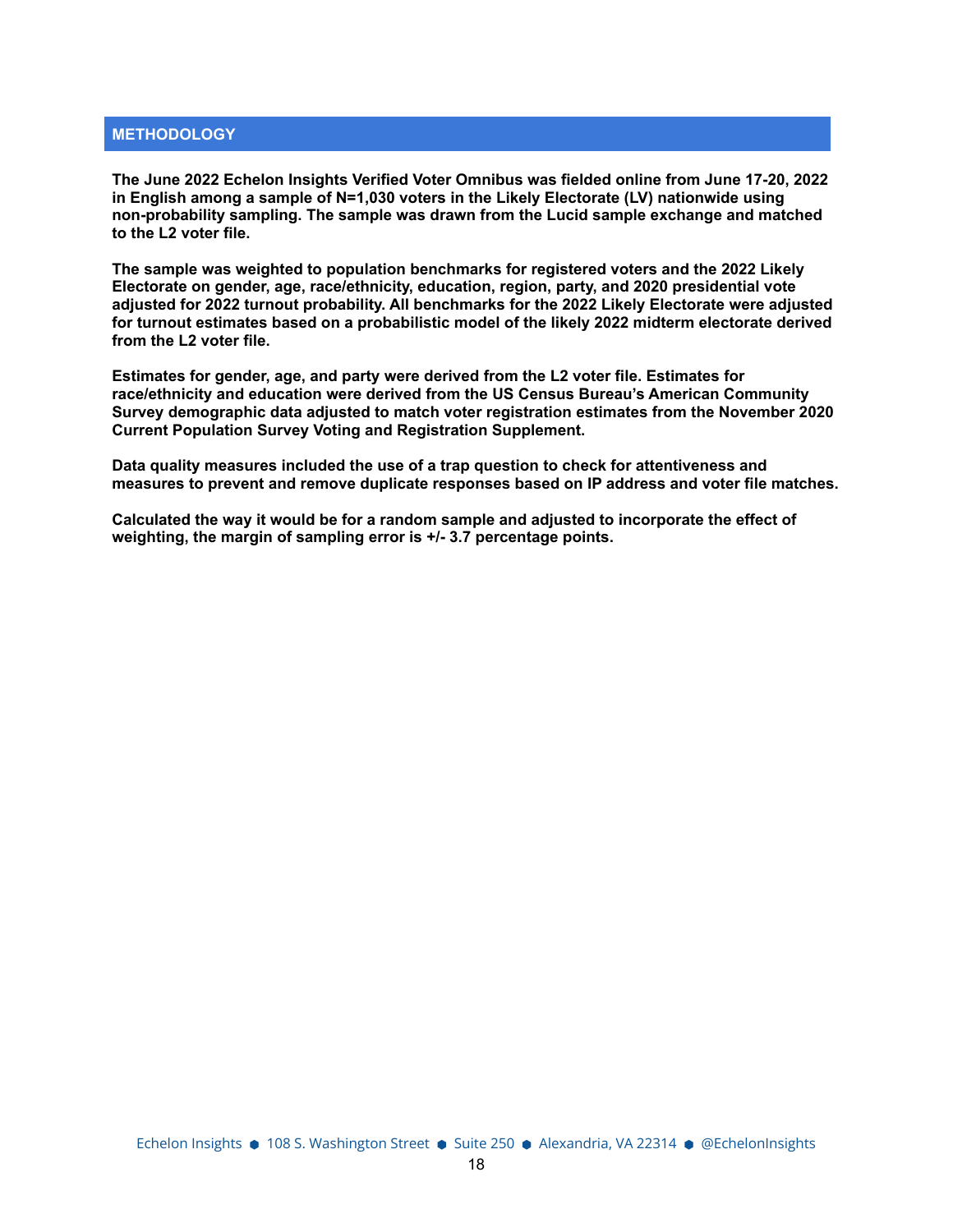## METHODOLOGY

**The June 2022 Echelon Insights Verified Voter Omnibus was fielded online from June 17-20, 2022 in English among a sample of N=1,030 voters in the Likely Electorate (LV) nationwide using non-probability sampling. The sample was drawn from the Lucid sample exchange and matched to the L2 voter file.**

**The sample was weighted to population benchmarks for registered voters and the 2022 Likely Electorate on gender, age, race/ethnicity, education, region, party, and 2020 presidential vote adjusted for 2022 turnout probability. All benchmarks for the 2022 Likely Electorate were adjusted for turnout estimates based on a probabilistic model of the likely 2022 midterm electorate derived from the L2 voter file.**

**Estimates for gender, age, and party were derived from the L2 voter file. Estimates for race/ethnicity and education were derived from the US Census Bureau's American Community Survey demographic data adjusted to match voter registration estimates from the November 2020 Current Population Survey Voting and Registration Supplement.**

**Data quality measures included the use of a trap question to check for attentiveness and measures to prevent and remove duplicate responses based on IP address and voter file matches.**

**Calculated the way it would be for a random sample and adjusted to incorporate the effect of weighting, the margin of sampling error is +/- 3.7 percentage points.**